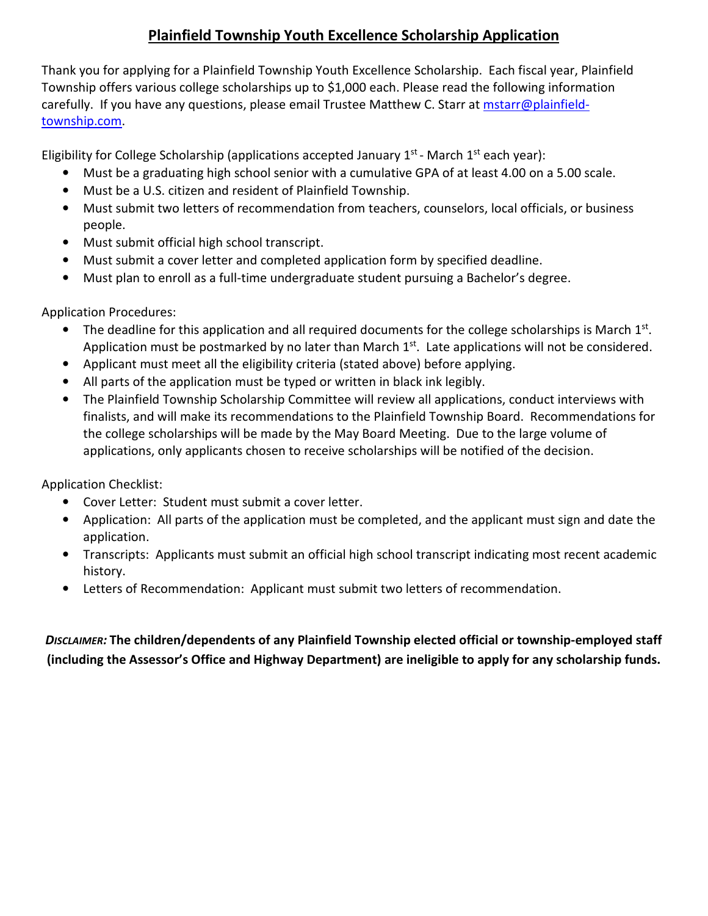# Plainfield Township Youth Excellence Scholarship Application

Thank you for applying for a Plainfield Township Youth Excellence Scholarship. Each fiscal year, Plainfield Township offers various college scholarships up to $1,000 each. Please read the following information carefully. If you have any questions, please email Trustee Matthew C. Starr at mstarr@plainfield-township.com.

Eligibility for College Scholarship (applications accepted January 1st - March 1st each year):

- Must be a graduating high school senior with a cumulative GPA of at least 4.00 on a 5.00 scale.
- Must be a U.S. citizen and resident of Plainfield Township.
- Must submit two letters of recommendation from teachers, counselors, local officials, or business people.
- Must submit official high school transcript.
- Must submit a cover letter and completed application form by specified deadline.
- Must plan to enroll as a full-time undergraduate student pursuing a Bachelor's degree.

Application Procedures:

- The deadline for this application and all required documents for the college scholarships is March 1st. Application must be postmarked by no later than March 1st. Late applications will not be considered.
- Applicant must meet all the eligibility criteria (stated above) before applying.
- All parts of the application must be typed or written in black ink legibly.
- The Plainfield Township Scholarship Committee will review all applications, conduct interviews with finalists, and will make its recommendations to the Plainfield Township Board. Recommendations for the college scholarships will be made by the May Board Meeting. Due to the large volume of applications, only applicants chosen to receive scholarships will be notified of the decision.

Application Checklist:

- Cover Letter: Student must submit a cover letter.
- Application: All parts of the application must be completed, and the applicant must sign and date the application.
- Transcripts: Applicants must submit an official high school transcript indicating most recent academic history.
- Letters of Recommendation: Applicant must submit two letters of recommendation.

***DISCLAIMER:*** **The children/dependents of any Plainfield Township elected official or township-employed staff (including the Assessor's Office and Highway Department) are ineligible to apply for any scholarship funds.**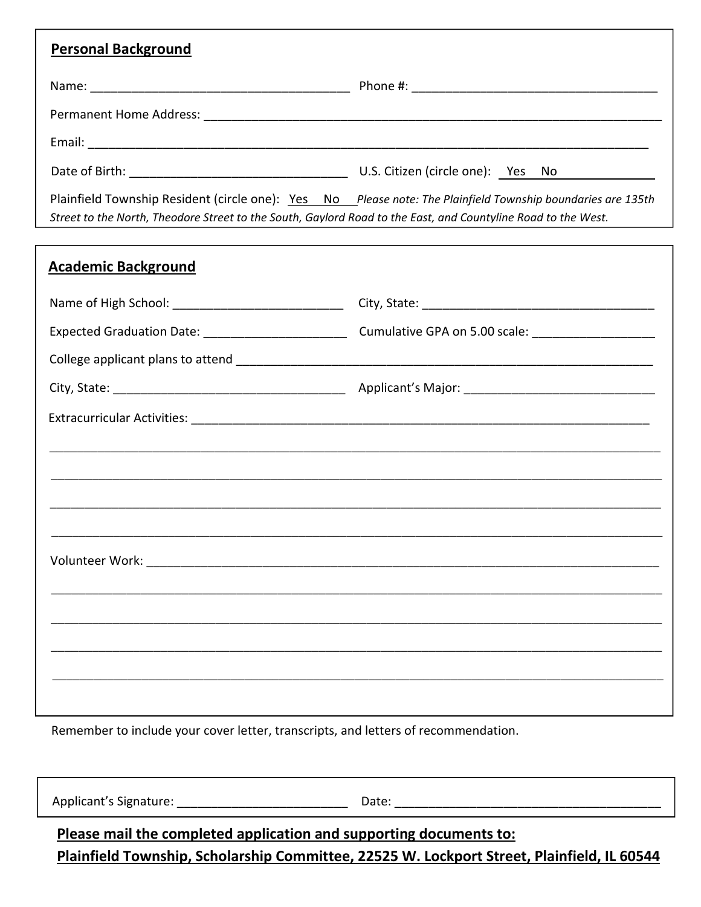**Personal Background**

Name: ______________________________________ Phone #: ___________________________________

Permanent Home Address: ______________________________________________________________________

Email: _________________________________________________________________________________

Date of Birth: ________________________________ U.S. Citizen (circle one): Yes No

Plainfield Township Resident (circle one): Yes No *Please note: The Plainfield Township boundaries are 135th Street to the North, Theodore Street to the South, Gaylord Road to the East, and Countyline Road to the West.*

**Academic Background**

Name of High School: _________________________ City, State: __________________________________

Expected Graduation Date: _____________________ Cumulative GPA on 5.00 scale: _________________

College applicant plans to attend ________________________________________________________________

City, State: __________________________________ Applicant's Major: ____________________________

Extracurricular Activities: _____________________________________________________________________

_____________________________________________________________________________________________

_____________________________________________________________________________________________

_____________________________________________________________________________________________

_____________________________________________________________________________________________

Volunteer Work: ____________________________________________________________________________

_____________________________________________________________________________________________

_____________________________________________________________________________________________

_____________________________________________________________________________________________

_____________________________________________________________________________________________

Remember to include your cover letter, transcripts, and letters of recommendation.

Applicant's Signature: _________________________ Date: ________________________________________

**Please mail the completed application and supporting documents to:**

**Plainfield Township, Scholarship Committee, 22525 W. Lockport Street, Plainfield, IL 60544**